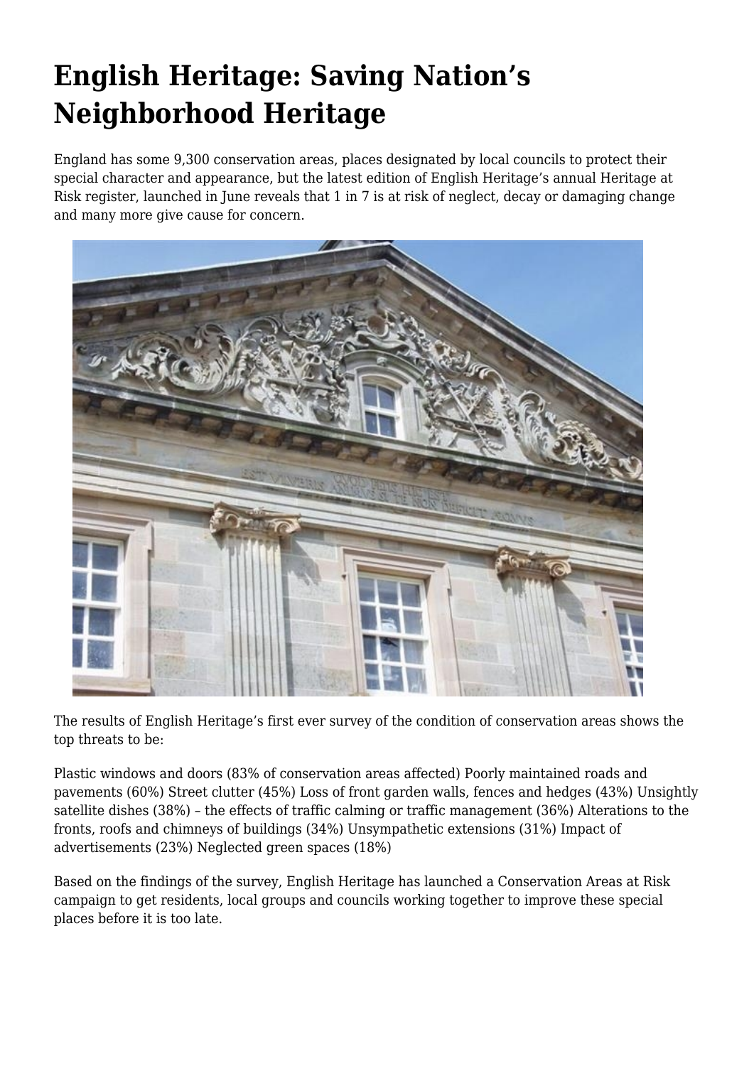# English Heritage: Saving Nation's Neighborhood Heritage

England has some 9,300 conservation areas, places designated by local councils to protect their special character and appearance, but the latest edition of English Heritage's annual Heritage at Risk register, launched in June reveals that 1 in 7 is at risk of neglect, decay or damaging change and many more give cause for concern.

The results of English Heritage's first ever survey of the condition of conservation areas shows the top threats to be:

Plastic windows and doors (83% of conservation areas affected) Poorly maintained roads and pavements (60%) Street clutter (45%) Loss of front garden walls, fences and hedges (43%) Unsightly satellite dishes (38%) – the effects of traffic calming or traffic management (36%) Alterations to the fronts, roofs and chimneys of buildings (34%) Unsympathetic extensions (31%) Impact of advertisements (23%) Neglected green spaces (18%)

Based on the findings of the survey, English Heritage has launched a Conservation Areas at Risk campaign to get residents, local groups and councils working together to improve these special places before it is too late.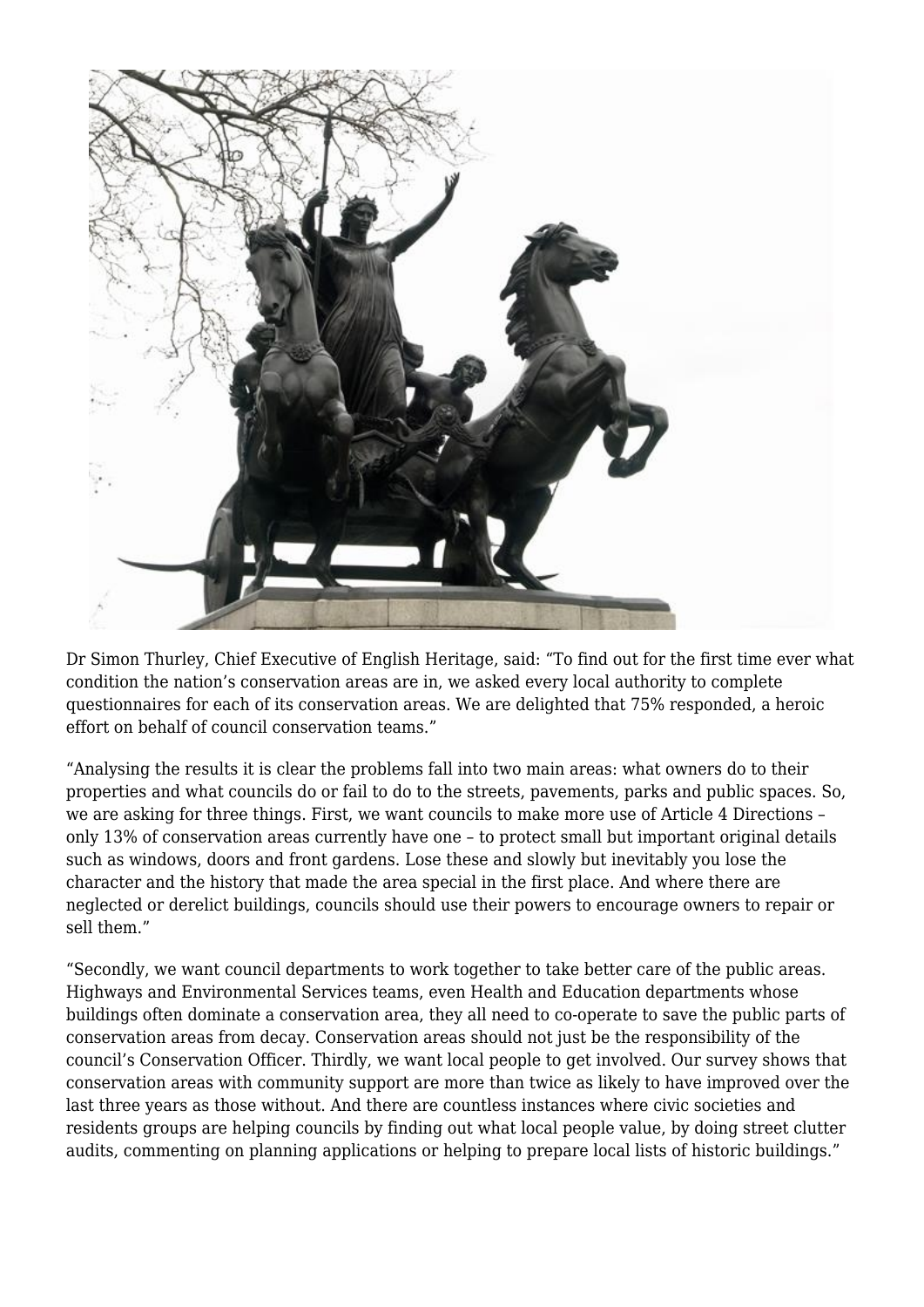Dr Simon Thurley, Chief Executive of English Heritage, said: "To find out for the first time ever what condition the nation's conservation areas are in, we asked every local authority to complete questionnaires for each of its conservation areas. We are delighted that 75% responded, a heroic effort on behalf of council conservation teams."

"Analysing the results it is clear the problems fall into two main areas: what owners do to their properties and what councils do or fail to do to the streets, pavements, parks and public spaces. So, we are asking for three things. First, we want councils to make more use of Article 4 Directions – only 13% of conservation areas currently have one – to protect small but important original details such as windows, doors and front gardens. Lose these and slowly but inevitably you lose the character and the history that made the area special in the first place. And where there are neglected or derelict buildings, councils should use their powers to encourage owners to repair or sell them."

"Secondly, we want council departments to work together to take better care of the public areas. Highways and Environmental Services teams, even Health and Education departments whose buildings often dominate a conservation area, they all need to co-operate to save the public parts of conservation areas from decay. Conservation areas should not just be the responsibility of the council's Conservation Officer. Thirdly, we want local people to get involved. Our survey shows that conservation areas with community support are more than twice as likely to have improved over the last three years as those without. And there are countless instances where civic societies and residents groups are helping councils by finding out what local people value, by doing street clutter audits, commenting on planning applications or helping to prepare local lists of historic buildings."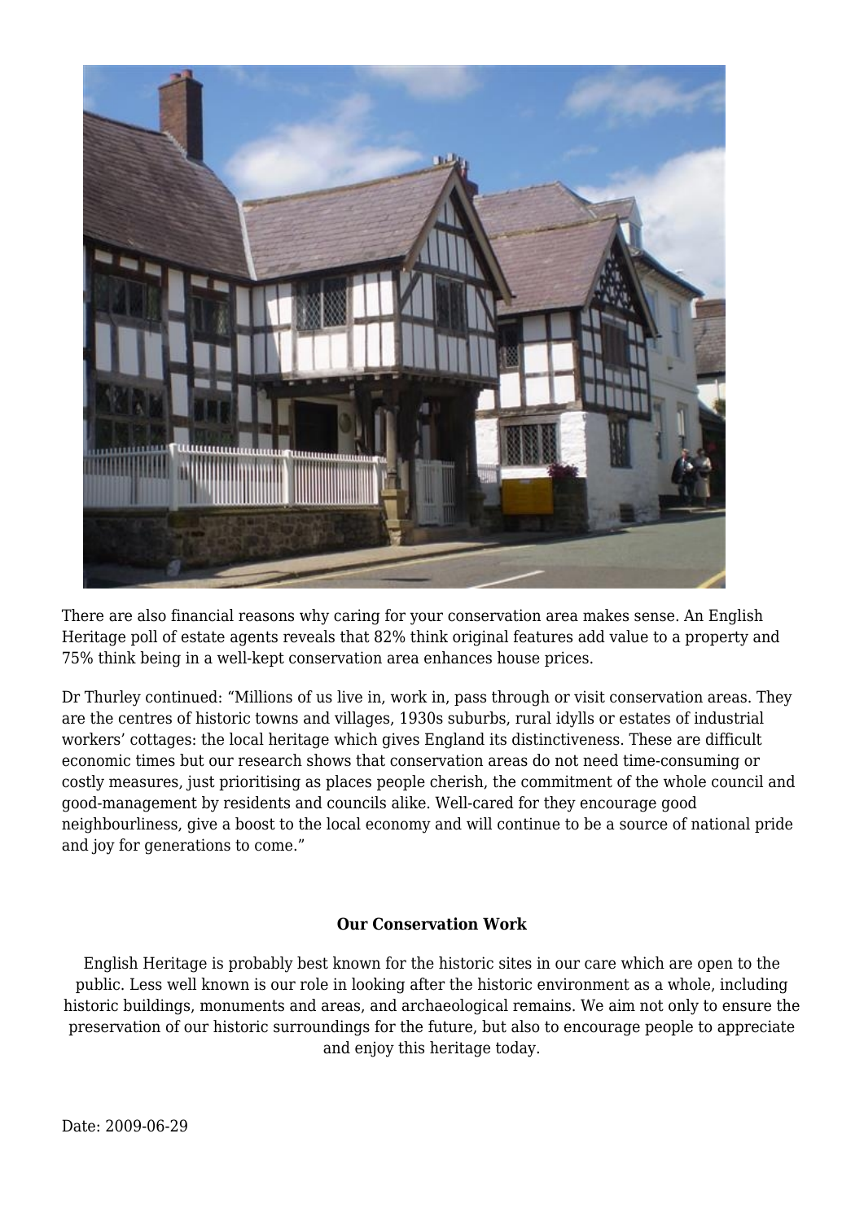There are also financial reasons why caring for your conservation area makes sense. An English Heritage poll of estate agents reveals that 82% think original features add value to a property and 75% think being in a well-kept conservation area enhances house prices.

Dr Thurley continued: “Millions of us live in, work in, pass through or visit conservation areas. They are the centres of historic towns and villages, 1930s suburbs, rural idylls or estates of industrial workers’ cottages: the local heritage which gives England its distinctiveness. These are difficult economic times but our research shows that conservation areas do not need time-consuming or costly measures, just prioritising as places people cherish, the commitment of the whole council and good-management by residents and councils alike. Well-cared for they encourage good neighbourliness, give a boost to the local economy and will continue to be a source of national pride and joy for generations to come.”

**Our Conservation Work**

English Heritage is probably best known for the historic sites in our care which are open to the public. Less well known is our role in looking after the historic environment as a whole, including historic buildings, monuments and areas, and archaeological remains. We aim not only to ensure the preservation of our historic surroundings for the future, but also to encourage people to appreciate and enjoy this heritage today.

Date: 2009-06-29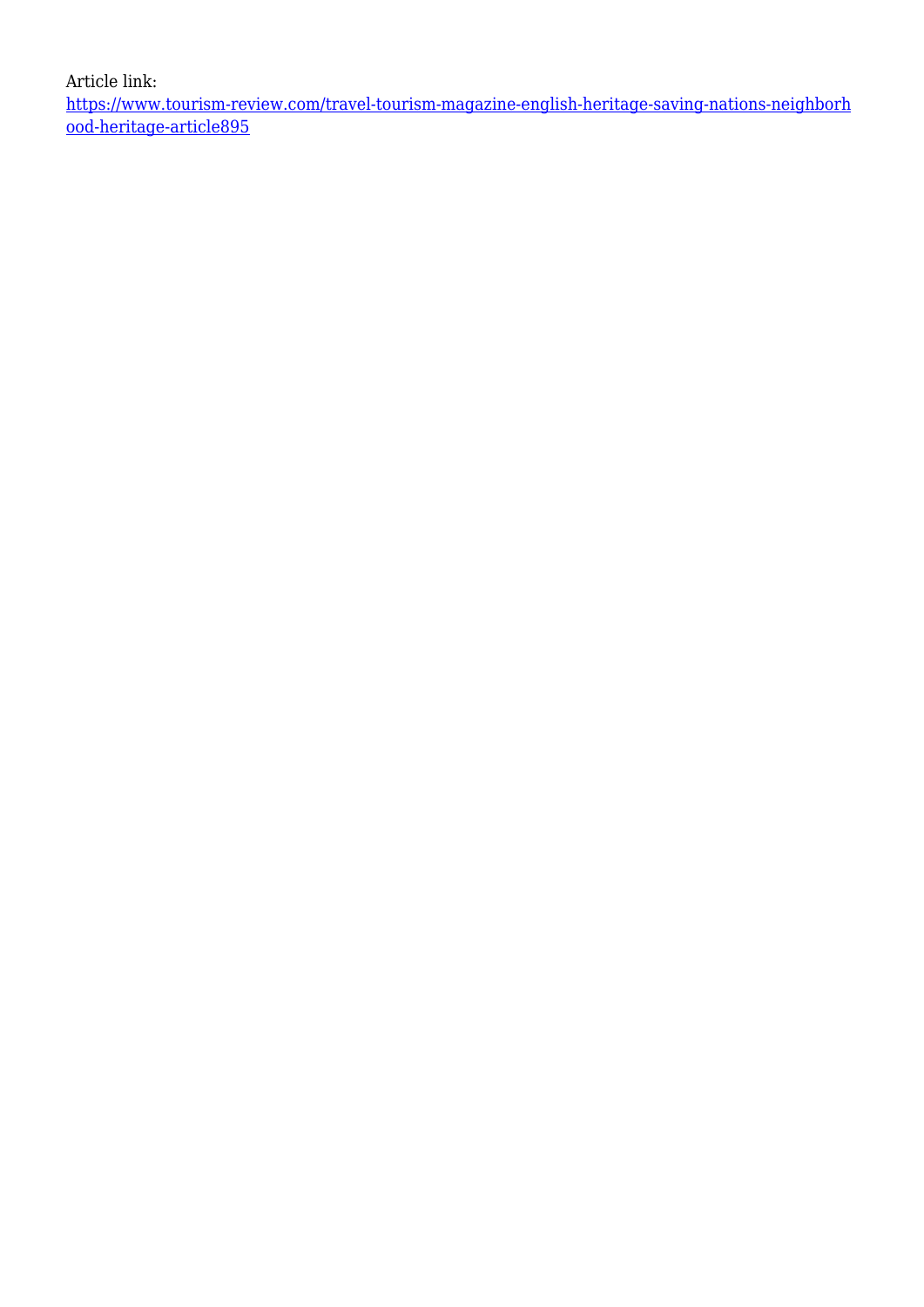Article link:
https://www.tourism-review.com/travel-tourism-magazine-english-heritage-saving-nations-neighborhood-heritage-article895